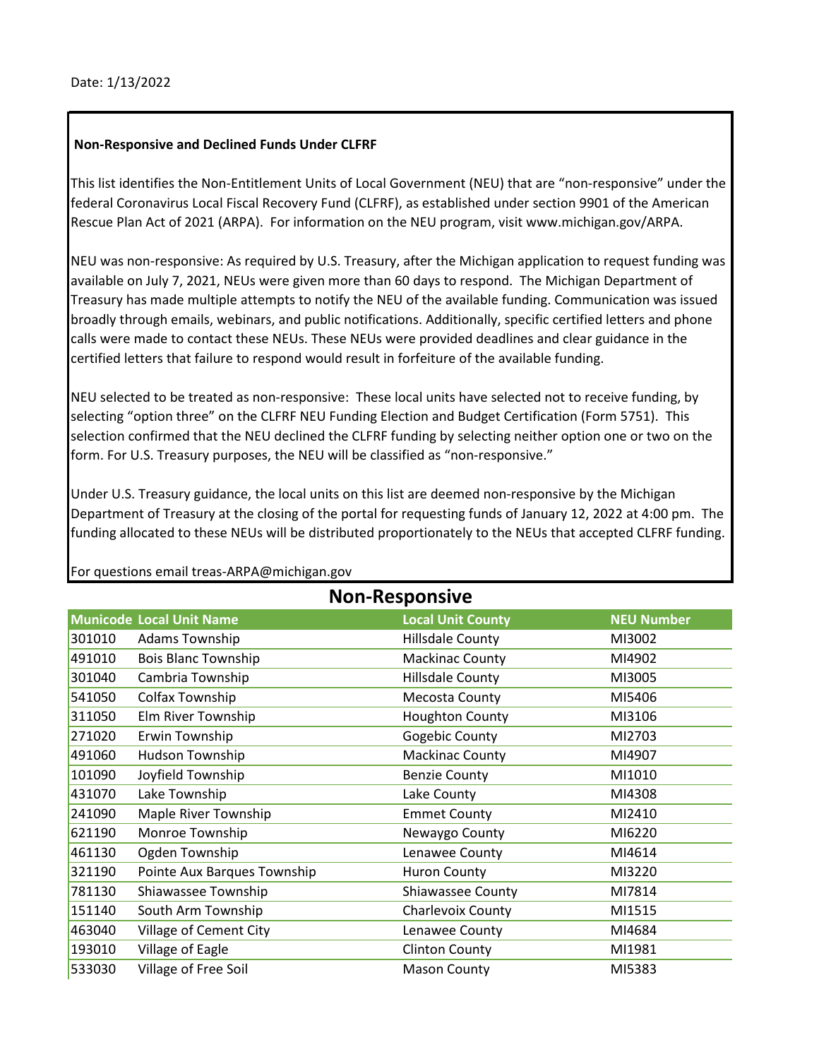Date: 1/13/2022

**Non-Responsive and Declined Funds Under CLFRF**

This list identifies the Non-Entitlement Units of Local Government (NEU) that are "non-responsive" under the federal Coronavirus Local Fiscal Recovery Fund (CLFRF), as established under section 9901 of the American Rescue Plan Act of 2021 (ARPA). For information on the NEU program, visit www.michigan.gov/ARPA.

NEU was non-responsive: As required by U.S. Treasury, after the Michigan application to request funding was available on July 7, 2021, NEUs were given more than 60 days to respond. The Michigan Department of Treasury has made multiple attempts to notify the NEU of the available funding. Communication was issued broadly through emails, webinars, and public notifications. Additionally, specific certified letters and phone calls were made to contact these NEUs. These NEUs were provided deadlines and clear guidance in the certified letters that failure to respond would result in forfeiture of the available funding.

NEU selected to be treated as non-responsive: These local units have selected not to receive funding, by selecting "option three" on the CLFRF NEU Funding Election and Budget Certification (Form 5751). This selection confirmed that the NEU declined the CLFRF funding by selecting neither option one or two on the form. For U.S. Treasury purposes, the NEU will be classified as "non-responsive."

Under U.S. Treasury guidance, the local units on this list are deemed non-responsive by the Michigan Department of Treasury at the closing of the portal for requesting funds of January 12, 2022 at 4:00 pm. The funding allocated to these NEUs will be distributed proportionately to the NEUs that accepted CLFRF funding.

For questions email treas-ARPA@michigan.gov

## Non-Responsive

| Municode | Local Unit Name | Local Unit County | NEU Number |
|---|---|---|---|
| 301010 | Adams Township | Hillsdale County | MI3002 |
| 491010 | Bois Blanc Township | Mackinac County | MI4902 |
| 301040 | Cambria Township | Hillsdale County | MI3005 |
| 541050 | Colfax Township | Mecosta County | MI5406 |
| 311050 | Elm River Township | Houghton County | MI3106 |
| 271020 | Erwin Township | Gogebic County | MI2703 |
| 491060 | Hudson Township | Mackinac County | MI4907 |
| 101090 | Joyfield Township | Benzie County | MI1010 |
| 431070 | Lake Township | Lake County | MI4308 |
| 241090 | Maple River Township | Emmet County | MI2410 |
| 621190 | Monroe Township | Newaygo County | MI6220 |
| 461130 | Ogden Township | Lenawee County | MI4614 |
| 321190 | Pointe Aux Barques Township | Huron County | MI3220 |
| 781130 | Shiawassee Township | Shiawassee County | MI7814 |
| 151140 | South Arm Township | Charlevoix County | MI1515 |
| 463040 | Village of Cement City | Lenawee County | MI4684 |
| 193010 | Village of Eagle | Clinton County | MI1981 |
| 533030 | Village of Free Soil | Mason County | MI5383 |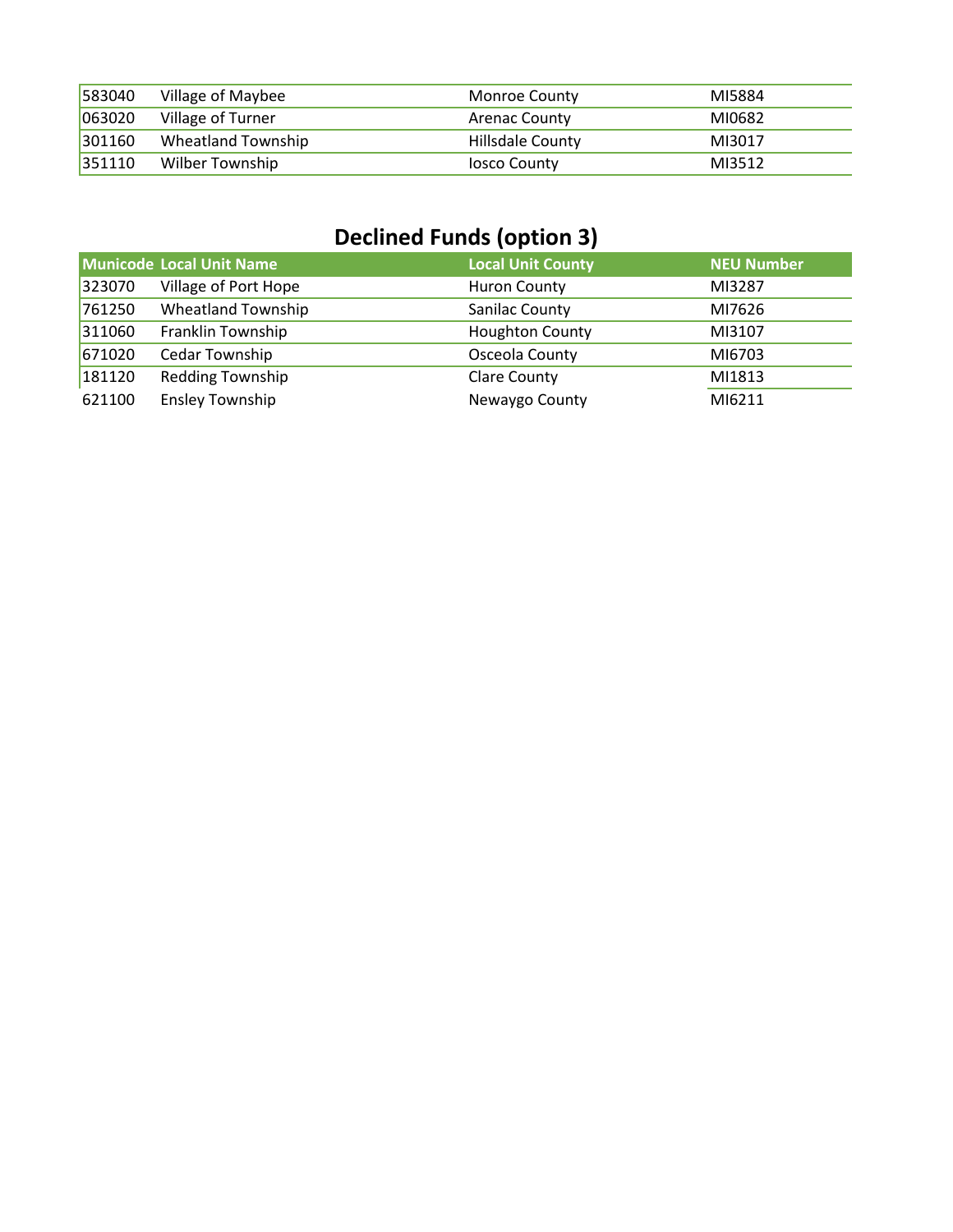| | | | |
|---|---|---|---|
| 583040 | Village of Maybee | Monroe County | MI5884 |
| 063020 | Village of Turner | Arenac County | MI0682 |
| 301160 | Wheatland Township | Hillsdale County | MI3017 |
| 351110 | Wilber Township | Iosco County | MI3512 |

## Declined Funds (option 3)

| Municode | Local Unit Name | Local Unit County | NEU Number |
|---|---|---|---|
| 323070 | Village of Port Hope | Huron County | MI3287 |
| 761250 | Wheatland Township | Sanilac County | MI7626 |
| 311060 | Franklin Township | Houghton County | MI3107 |
| 671020 | Cedar Township | Osceola County | MI6703 |
| 181120 | Redding Township | Clare County | MI1813 |
| 621100 | Ensley Township | Newaygo County | MI6211 |